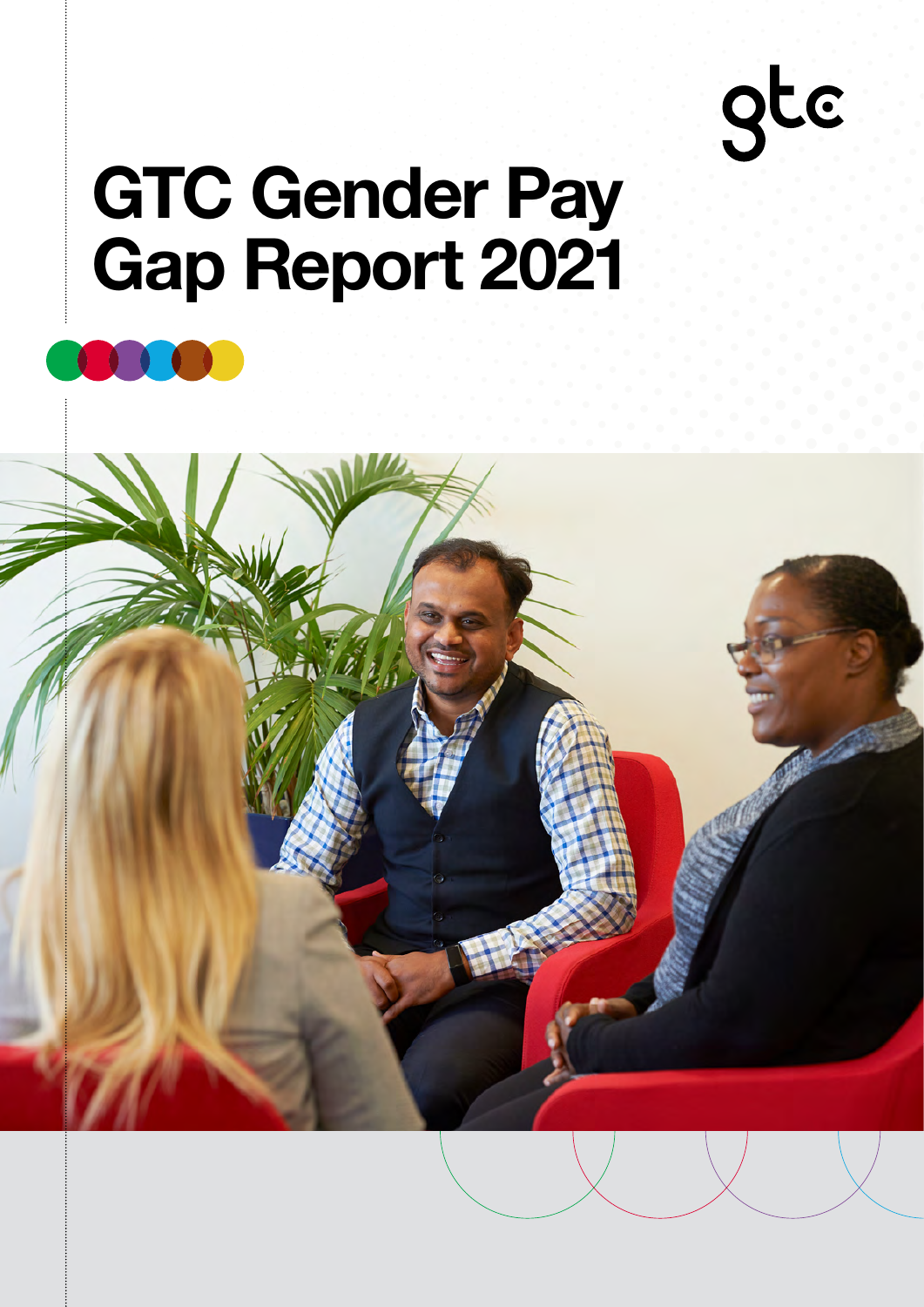gtc

# GTC Gender Pay Gap Report 2021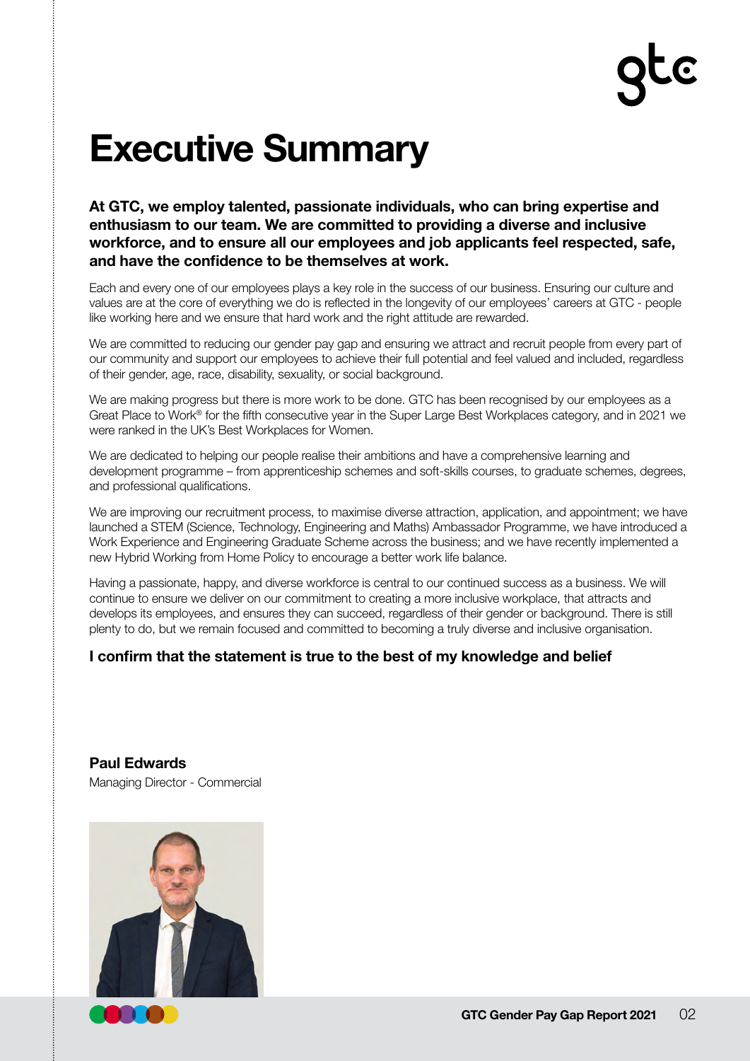# Executive Summary

**At GTC, we employ talented, passionate individuals, who can bring expertise and enthusiasm to our team. We are committed to providing a diverse and inclusive workforce, and to ensure all our employees and job applicants feel respected, safe, and have the confidence to be themselves at work.**

Each and every one of our employees plays a key role in the success of our business. Ensuring our culture and values are at the core of everything we do is reflected in the longevity of our employees' careers at GTC - people like working here and we ensure that hard work and the right attitude are rewarded.

We are committed to reducing our gender pay gap and ensuring we attract and recruit people from every part of our community and support our employees to achieve their full potential and feel valued and included, regardless of their gender, age, race, disability, sexuality, or social background.

We are making progress but there is more work to be done. GTC has been recognised by our employees as a Great Place to Work® for the fifth consecutive year in the Super Large Best Workplaces category, and in 2021 we were ranked in the UK's Best Workplaces for Women.

We are dedicated to helping our people realise their ambitions and have a comprehensive learning and development programme – from apprenticeship schemes and soft-skills courses, to graduate schemes, degrees, and professional qualifications.

We are improving our recruitment process, to maximise diverse attraction, application, and appointment; we have launched a STEM (Science, Technology, Engineering and Maths) Ambassador Programme, we have introduced a Work Experience and Engineering Graduate Scheme across the business; and we have recently implemented a new Hybrid Working from Home Policy to encourage a better work life balance.

Having a passionate, happy, and diverse workforce is central to our continued success as a business. We will continue to ensure we deliver on our commitment to creating a more inclusive workplace, that attracts and develops its employees, and ensures they can succeed, regardless of their gender or background. There is still plenty to do, but we remain focused and committed to becoming a truly diverse and inclusive organisation.

**I confirm that the statement is true to the best of my knowledge and belief**

**Paul Edwards**
Managing Director - Commercial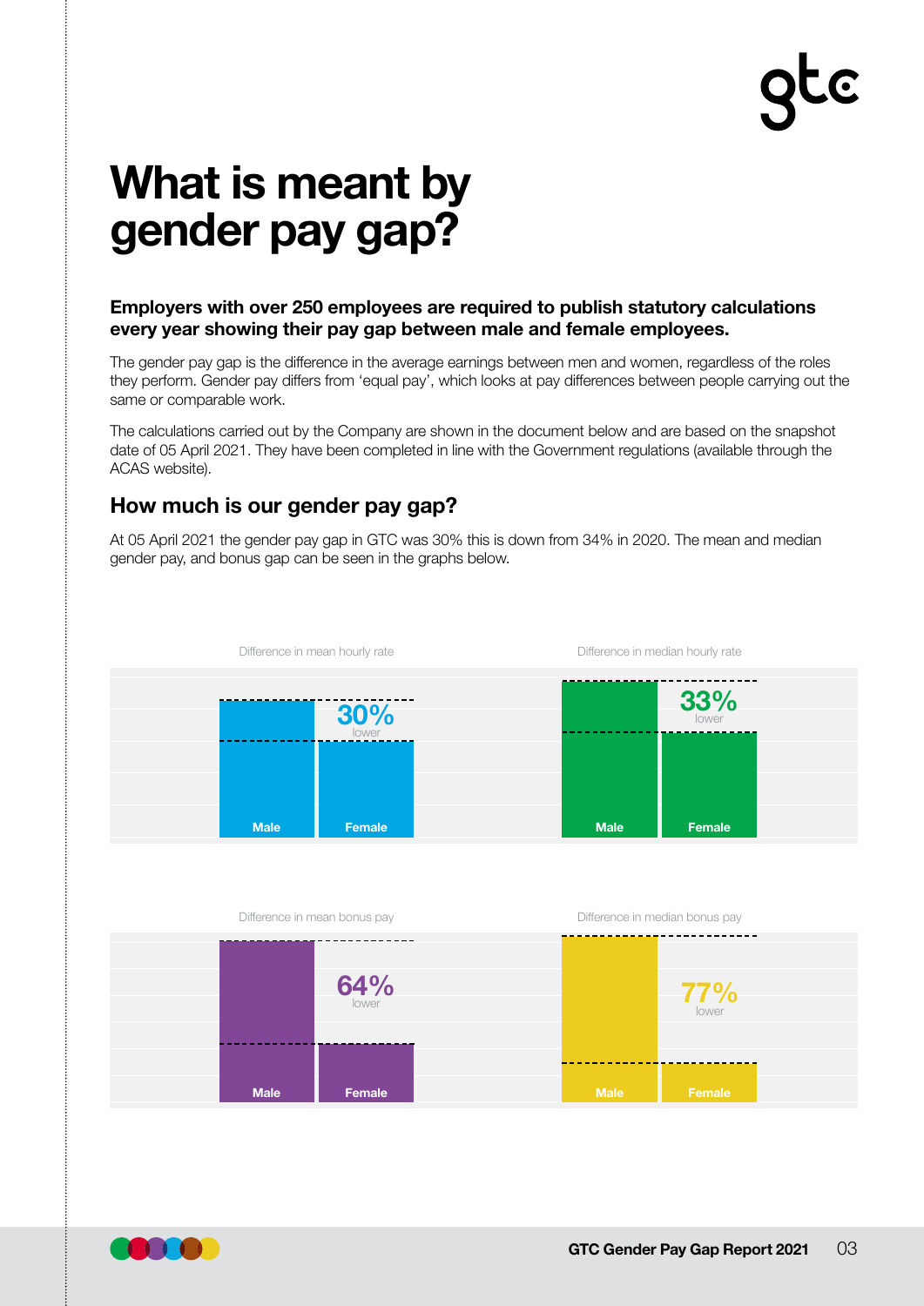# What is meant by gender pay gap?

**Employers with over 250 employees are required to publish statutory calculations every year showing their pay gap between male and female employees.**

The gender pay gap is the difference in the average earnings between men and women, regardless of the roles they perform. Gender pay differs from 'equal pay', which looks at pay differences between people carrying out the same or comparable work.

The calculations carried out by the Company are shown in the document below and are based on the snapshot date of 05 April 2021. They have been completed in line with the Government regulations (available through the ACAS website).

## How much is our gender pay gap?

At 05 April 2021 the gender pay gap in GTC was 30% this is down from 34% in 2020. The mean and median gender pay, and bonus gap can be seen in the graphs below.

Difference in mean hourly rate

Male | Female: 30% lower

Difference in median hourly rate

Male | Female: 33% lower

Difference in mean bonus pay

Male | Female: 64% lower

Difference in median bonus pay

Male | Female: 77% lower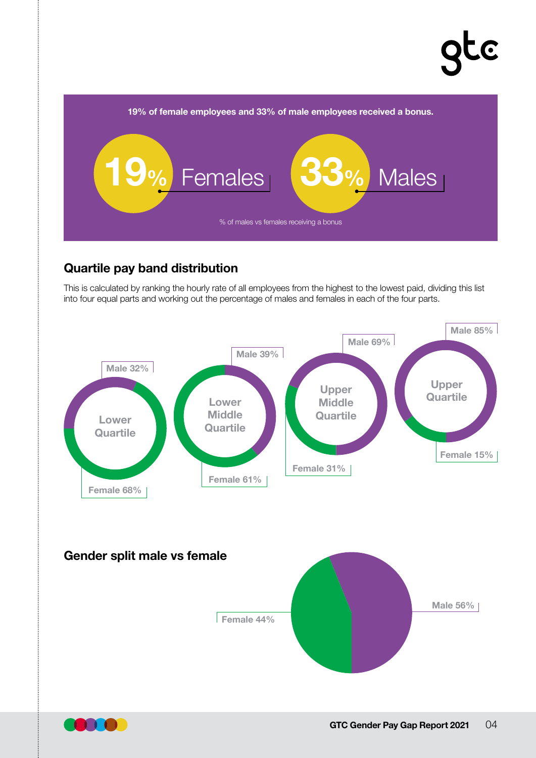19% of female employees and 33% of male employees received a bonus.

**19%** Females

**33%** Males

% of males vs females receiving a bonus

## Quartile pay band distribution

This is calculated by ranking the hourly rate of all employees from the highest to the lowest paid, dividing this list into four equal parts and working out the percentage of males and females in each of the four parts.

| Quartile | Male | Female |
|---|---|---|
| Lower Quartile | 32% | 68% |
| Lower Middle Quartile | 39% | 61% |
| Upper Middle Quartile | 69% | 31% |
| Upper Quartile | 85% | 15% |

## Gender split male vs female

Female 44%

Male 56%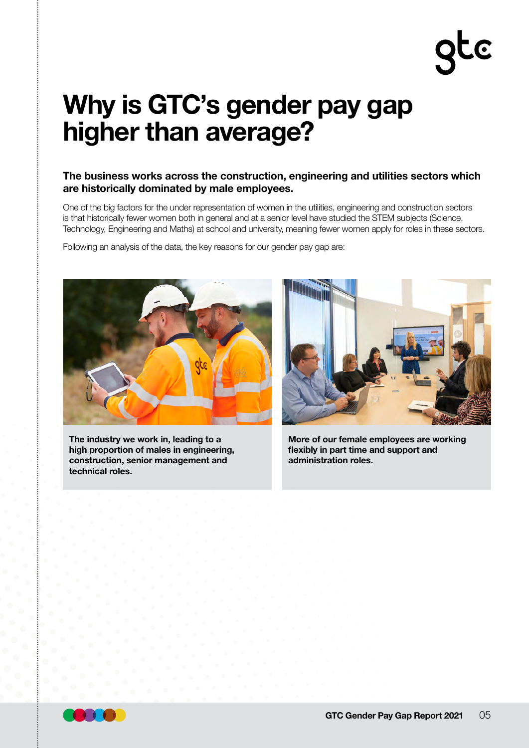# Why is GTC's gender pay gap higher than average?

**The business works across the construction, engineering and utilities sectors which are historically dominated by male employees.**

One of the big factors for the under representation of women in the utilities, engineering and construction sectors is that historically fewer women both in general and at a senior level have studied the STEM subjects (Science, Technology, Engineering and Maths) at school and university, meaning fewer women apply for roles in these sectors.

Following an analysis of the data, the key reasons for our gender pay gap are:

**The industry we work in, leading to a high proportion of males in engineering, construction, senior management and technical roles.**

**More of our female employees are working flexibly in part time and support and administration roles.**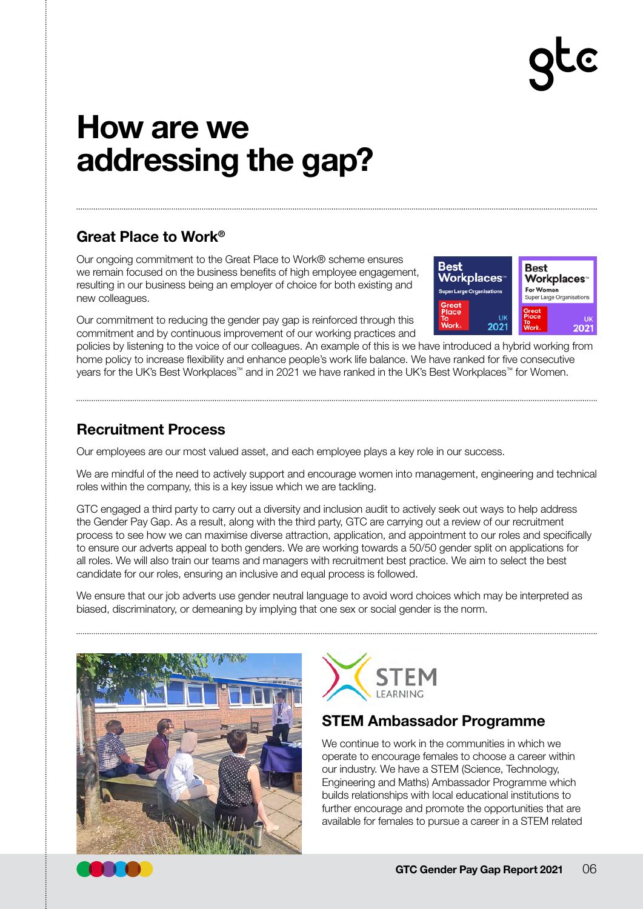# How are we addressing the gap?

## Great Place to Work®

Our ongoing commitment to the Great Place to Work® scheme ensures we remain focused on the business benefits of high employee engagement, resulting in our business being an employer of choice for both existing and new colleagues.

Our commitment to reducing the gender pay gap is reinforced through this commitment and by continuous improvement of our working practices and policies by listening to the voice of our colleagues. An example of this is we have introduced a hybrid working from home policy to increase flexibility and enhance people's work life balance. We have ranked for five consecutive years for the UK's Best Workplaces™ and in 2021 we have ranked in the UK's Best Workplaces™ for Women.

## Recruitment Process

Our employees are our most valued asset, and each employee plays a key role in our success.

We are mindful of the need to actively support and encourage women into management, engineering and technical roles within the company, this is a key issue which we are tackling.

GTC engaged a third party to carry out a diversity and inclusion audit to actively seek out ways to help address the Gender Pay Gap. As a result, along with the third party, GTC are carrying out a review of our recruitment process to see how we can maximise diverse attraction, application, and appointment to our roles and specifically to ensure our adverts appeal to both genders. We are working towards a 50/50 gender split on applications for all roles. We will also train our teams and managers with recruitment best practice. We aim to select the best candidate for our roles, ensuring an inclusive and equal process is followed.

We ensure that our job adverts use gender neutral language to avoid word choices which may be interpreted as biased, discriminatory, or demeaning by implying that one sex or social gender is the norm.

## STEM Ambassador Programme

We continue to work in the communities in which we operate to encourage females to choose a career within our industry. We have a STEM (Science, Technology, Engineering and Maths) Ambassador Programme which builds relationships with local educational institutions to further encourage and promote the opportunities that are available for females to pursue a career in a STEM related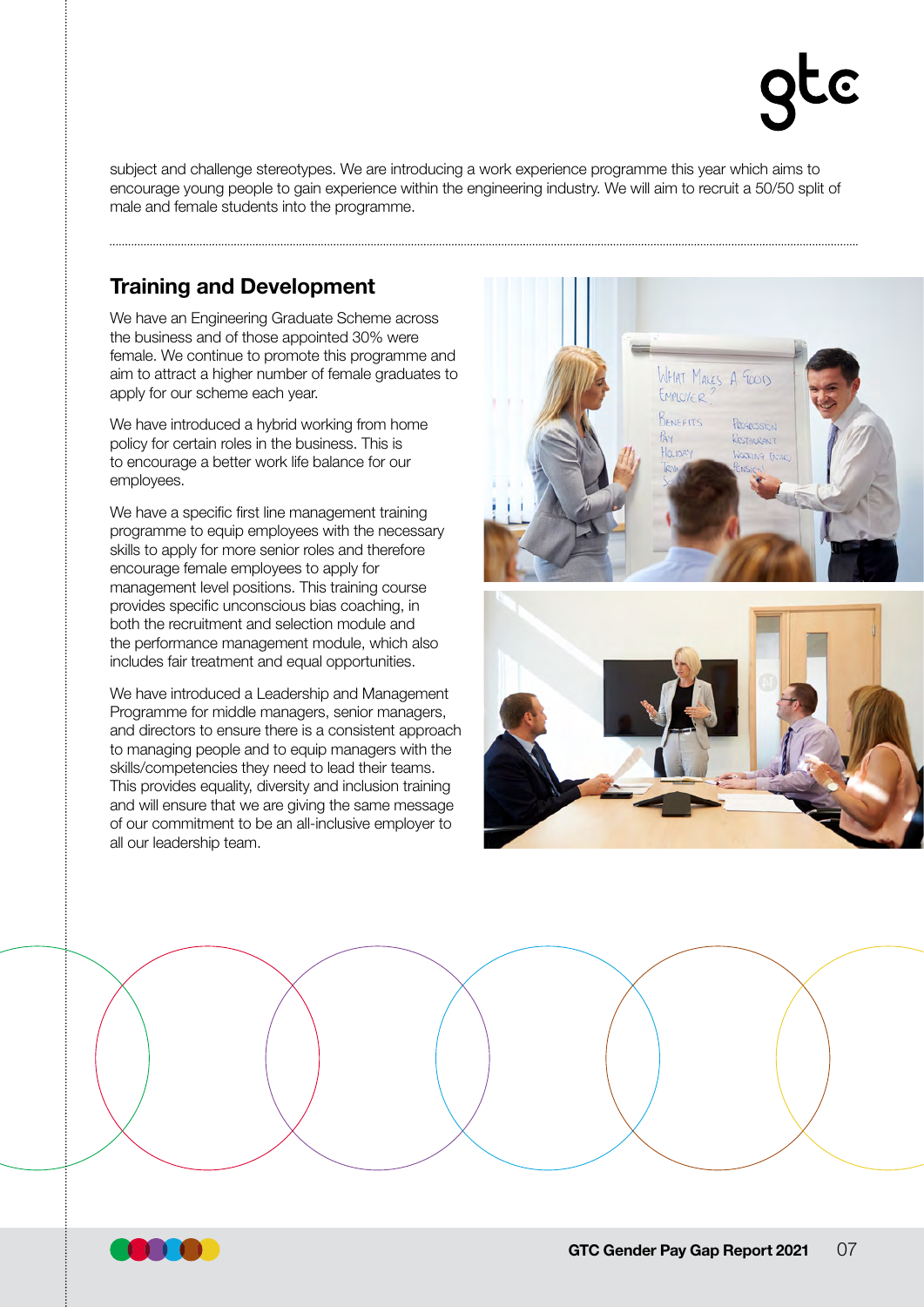subject and challenge stereotypes. We are introducing a work experience programme this year which aims to encourage young people to gain experience within the engineering industry. We will aim to recruit a 50/50 split of male and female students into the programme.

## Training and Development

We have an Engineering Graduate Scheme across the business and of those appointed 30% were female. We continue to promote this programme and aim to attract a higher number of female graduates to apply for our scheme each year.

We have introduced a hybrid working from home policy for certain roles in the business. This is to encourage a better work life balance for our employees.

We have a specific first line management training programme to equip employees with the necessary skills to apply for more senior roles and therefore encourage female employees to apply for management level positions. This training course provides specific unconscious bias coaching, in both the recruitment and selection module and the performance management module, which also includes fair treatment and equal opportunities.

We have introduced a Leadership and Management Programme for middle managers, senior managers, and directors to ensure there is a consistent approach to managing people and to equip managers with the skills/competencies they need to lead their teams. This provides equality, diversity and inclusion training and will ensure that we are giving the same message of our commitment to be an all-inclusive employer to all our leadership team.